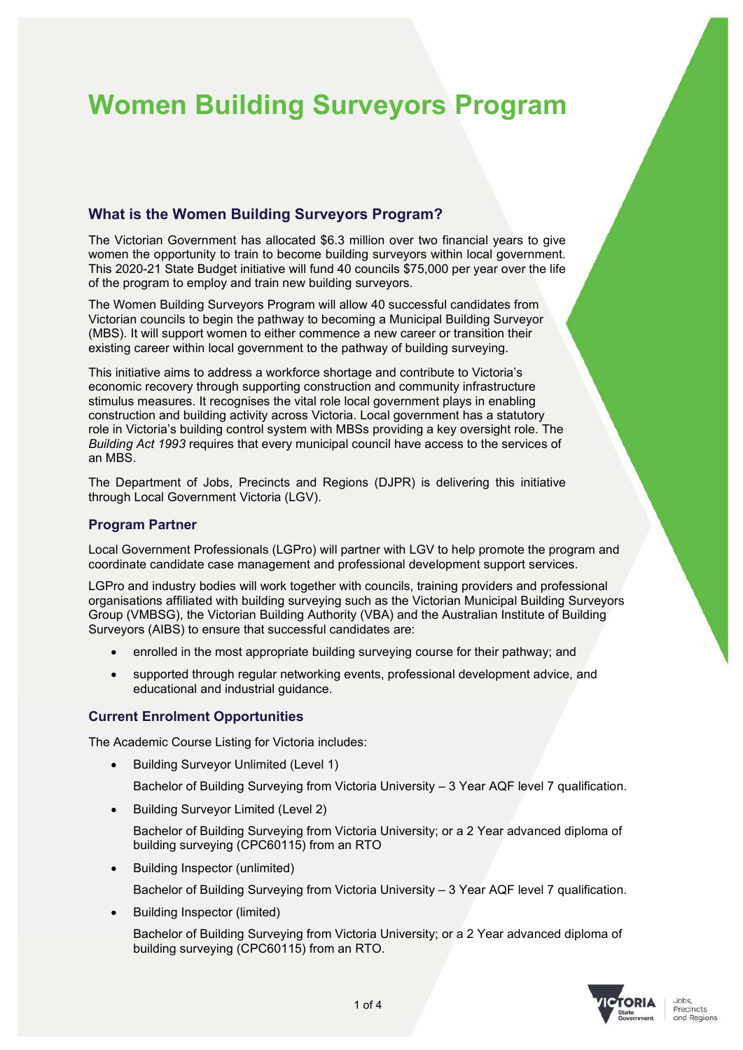# Women Building Surveyors Program

## What is the Women Building Surveyors Program?

The Victorian Government has allocated $6.3 million over two financial years to give women the opportunity to train to become building surveyors within local government. This 2020-21 State Budget initiative will fund 40 councils $75,000 per year over the life of the program to employ and train new building surveyors.

The Women Building Surveyors Program will allow 40 successful candidates from Victorian councils to begin the pathway to becoming a Municipal Building Surveyor (MBS). It will support women to either commence a new career or transition their existing career within local government to the pathway of building surveying.

This initiative aims to address a workforce shortage and contribute to Victoria's economic recovery through supporting construction and community infrastructure stimulus measures. It recognises the vital role local government plays in enabling construction and building activity across Victoria. Local government has a statutory role in Victoria's building control system with MBSs providing a key oversight role. The *Building Act 1993* requires that every municipal council have access to the services of an MBS.

The Department of Jobs, Precincts and Regions (DJPR) is delivering this initiative through Local Government Victoria (LGV).

### Program Partner

Local Government Professionals (LGPro) will partner with LGV to help promote the program and coordinate candidate case management and professional development support services.

LGPro and industry bodies will work together with councils, training providers and professional organisations affiliated with building surveying such as the Victorian Municipal Building Surveyors Group (VMBSG), the Victorian Building Authority (VBA) and the Australian Institute of Building Surveyors (AIBS) to ensure that successful candidates are:

- enrolled in the most appropriate building surveying course for their pathway; and
- supported through regular networking events, professional development advice, and educational and industrial guidance.

### Current Enrolment Opportunities

The Academic Course Listing for Victoria includes:

- Building Surveyor Unlimited (Level 1)

  Bachelor of Building Surveying from Victoria University – 3 Year AQF level 7 qualification.

- Building Surveyor Limited (Level 2)

  Bachelor of Building Surveying from Victoria University; or a 2 Year advanced diploma of building surveying (CPC60115) from an RTO

- Building Inspector (unlimited)

  Bachelor of Building Surveying from Victoria University – 3 Year AQF level 7 qualification.

- Building Inspector (limited)

  Bachelor of Building Surveying from Victoria University; or a 2 Year advanced diploma of building surveying (CPC60115) from an RTO.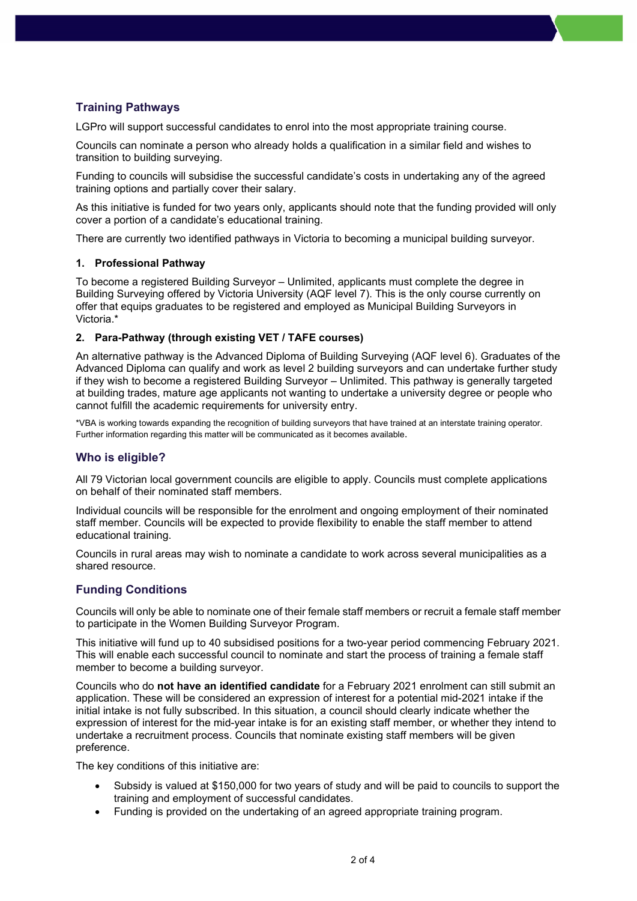## Training Pathways

LGPro will support successful candidates to enrol into the most appropriate training course.

Councils can nominate a person who already holds a qualification in a similar field and wishes to transition to building surveying.

Funding to councils will subsidise the successful candidate's costs in undertaking any of the agreed training options and partially cover their salary.

As this initiative is funded for two years only, applicants should note that the funding provided will only cover a portion of a candidate's educational training.

There are currently two identified pathways in Victoria to becoming a municipal building surveyor.

### 1. Professional Pathway

To become a registered Building Surveyor – Unlimited, applicants must complete the degree in Building Surveying offered by Victoria University (AQF level 7). This is the only course currently on offer that equips graduates to be registered and employed as Municipal Building Surveyors in Victoria.*

### 2. Para-Pathway (through existing VET / TAFE courses)

An alternative pathway is the Advanced Diploma of Building Surveying (AQF level 6). Graduates of the Advanced Diploma can qualify and work as level 2 building surveyors and can undertake further study if they wish to become a registered Building Surveyor – Unlimited. This pathway is generally targeted at building trades, mature age applicants not wanting to undertake a university degree or people who cannot fulfill the academic requirements for university entry.

*VBA is working towards expanding the recognition of building surveyors that have trained at an interstate training operator. Further information regarding this matter will be communicated as it becomes available.

## Who is eligible?

All 79 Victorian local government councils are eligible to apply. Councils must complete applications on behalf of their nominated staff members.

Individual councils will be responsible for the enrolment and ongoing employment of their nominated staff member. Councils will be expected to provide flexibility to enable the staff member to attend educational training.

Councils in rural areas may wish to nominate a candidate to work across several municipalities as a shared resource.

## Funding Conditions

Councils will only be able to nominate one of their female staff members or recruit a female staff member to participate in the Women Building Surveyor Program.

This initiative will fund up to 40 subsidised positions for a two-year period commencing February 2021. This will enable each successful council to nominate and start the process of training a female staff member to become a building surveyor.

Councils who do **not have an identified candidate** for a February 2021 enrolment can still submit an application. These will be considered an expression of interest for a potential mid-2021 intake if the initial intake is not fully subscribed. In this situation, a council should clearly indicate whether the expression of interest for the mid-year intake is for an existing staff member, or whether they intend to undertake a recruitment process. Councils that nominate existing staff members will be given preference.

The key conditions of this initiative are:

- Subsidy is valued at $150,000 for two years of study and will be paid to councils to support the training and employment of successful candidates.
- Funding is provided on the undertaking of an agreed appropriate training program.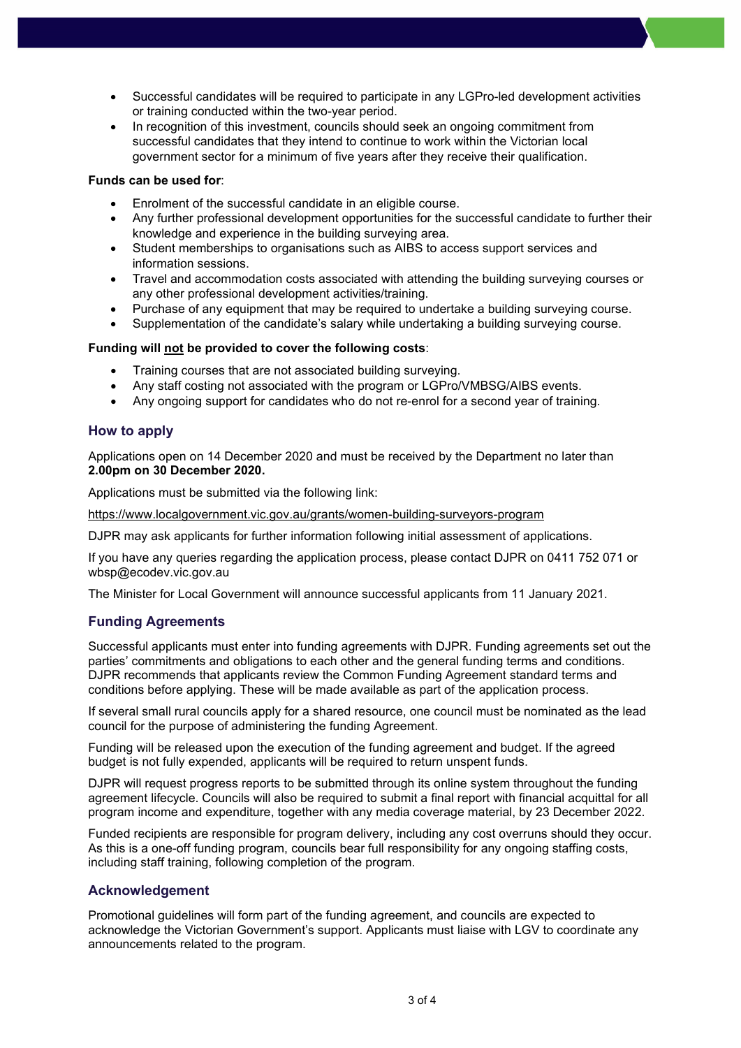- Successful candidates will be required to participate in any LGPro-led development activities or training conducted within the two-year period.
- In recognition of this investment, councils should seek an ongoing commitment from successful candidates that they intend to continue to work within the Victorian local government sector for a minimum of five years after they receive their qualification.

**Funds can be used for**:

- Enrolment of the successful candidate in an eligible course.
- Any further professional development opportunities for the successful candidate to further their knowledge and experience in the building surveying area.
- Student memberships to organisations such as AIBS to access support services and information sessions.
- Travel and accommodation costs associated with attending the building surveying courses or any other professional development activities/training.
- Purchase of any equipment that may be required to undertake a building surveying course.
- Supplementation of the candidate's salary while undertaking a building surveying course.

**Funding will <u>not</u> be provided to cover the following costs**:

- Training courses that are not associated building surveying.
- Any staff costing not associated with the program or LGPro/VMBSG/AIBS events.
- Any ongoing support for candidates who do not re-enrol for a second year of training.

## How to apply

Applications open on 14 December 2020 and must be received by the Department no later than **2.00pm on 30 December 2020.**

Applications must be submitted via the following link:

https://www.localgovernment.vic.gov.au/grants/women-building-surveyors-program

DJPR may ask applicants for further information following initial assessment of applications.

If you have any queries regarding the application process, please contact DJPR on 0411 752 071 or wbsp@ecodev.vic.gov.au

The Minister for Local Government will announce successful applicants from 11 January 2021.

## Funding Agreements

Successful applicants must enter into funding agreements with DJPR. Funding agreements set out the parties' commitments and obligations to each other and the general funding terms and conditions. DJPR recommends that applicants review the Common Funding Agreement standard terms and conditions before applying. These will be made available as part of the application process.

If several small rural councils apply for a shared resource, one council must be nominated as the lead council for the purpose of administering the funding Agreement.

Funding will be released upon the execution of the funding agreement and budget. If the agreed budget is not fully expended, applicants will be required to return unspent funds.

DJPR will request progress reports to be submitted through its online system throughout the funding agreement lifecycle. Councils will also be required to submit a final report with financial acquittal for all program income and expenditure, together with any media coverage material, by 23 December 2022.

Funded recipients are responsible for program delivery, including any cost overruns should they occur. As this is a one-off funding program, councils bear full responsibility for any ongoing staffing costs, including staff training, following completion of the program.

## Acknowledgement

Promotional guidelines will form part of the funding agreement, and councils are expected to acknowledge the Victorian Government's support. Applicants must liaise with LGV to coordinate any announcements related to the program.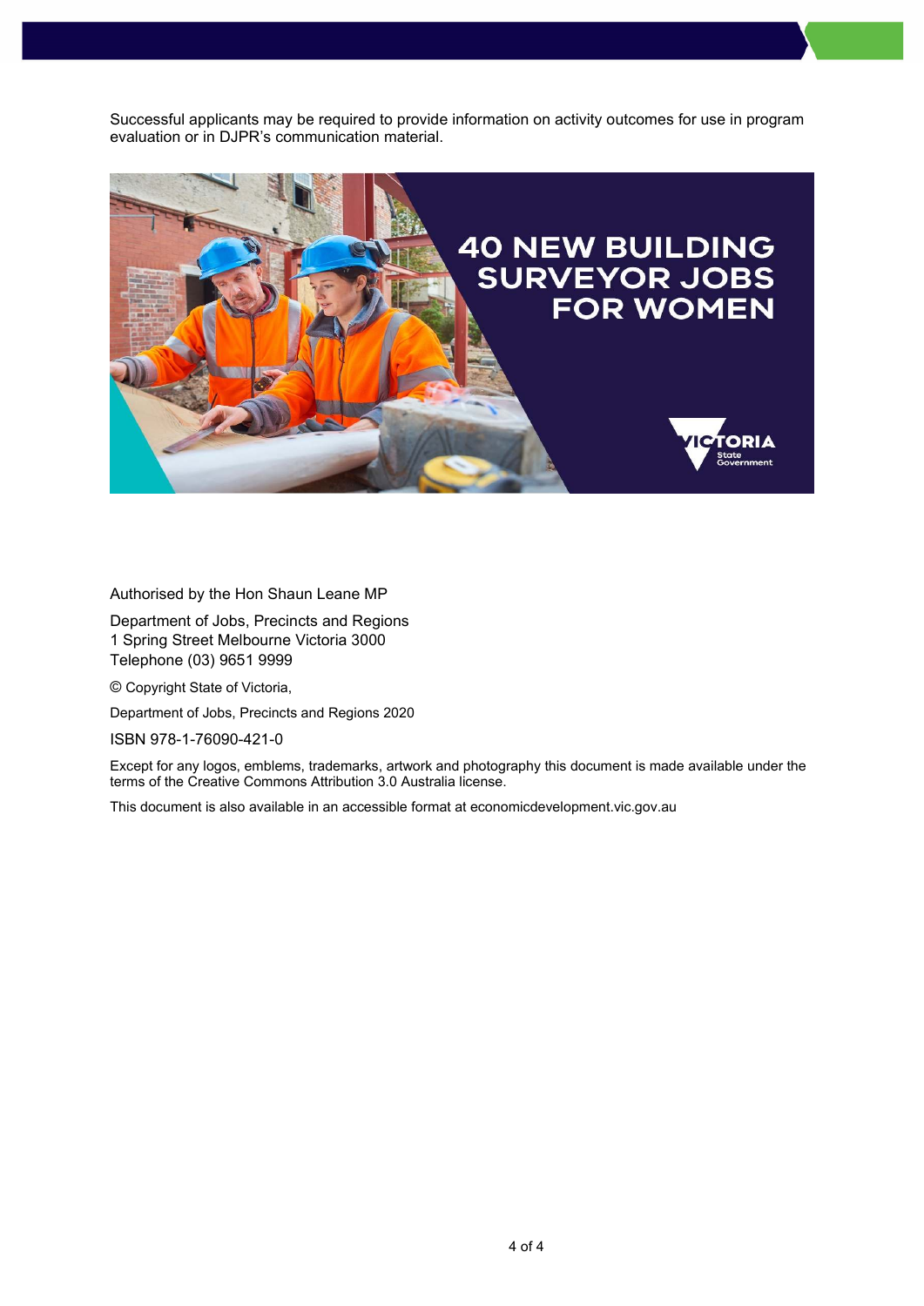Successful applicants may be required to provide information on activity outcomes for use in program evaluation or in DJPR's communication material.

Authorised by the Hon Shaun Leane MP

Department of Jobs, Precincts and Regions
1 Spring Street Melbourne Victoria 3000
Telephone (03) 9651 9999

© Copyright State of Victoria,

Department of Jobs, Precincts and Regions 2020

ISBN 978-1-76090-421-0

Except for any logos, emblems, trademarks, artwork and photography this document is made available under the terms of the Creative Commons Attribution 3.0 Australia license.

This document is also available in an accessible format at economicdevelopment.vic.gov.au